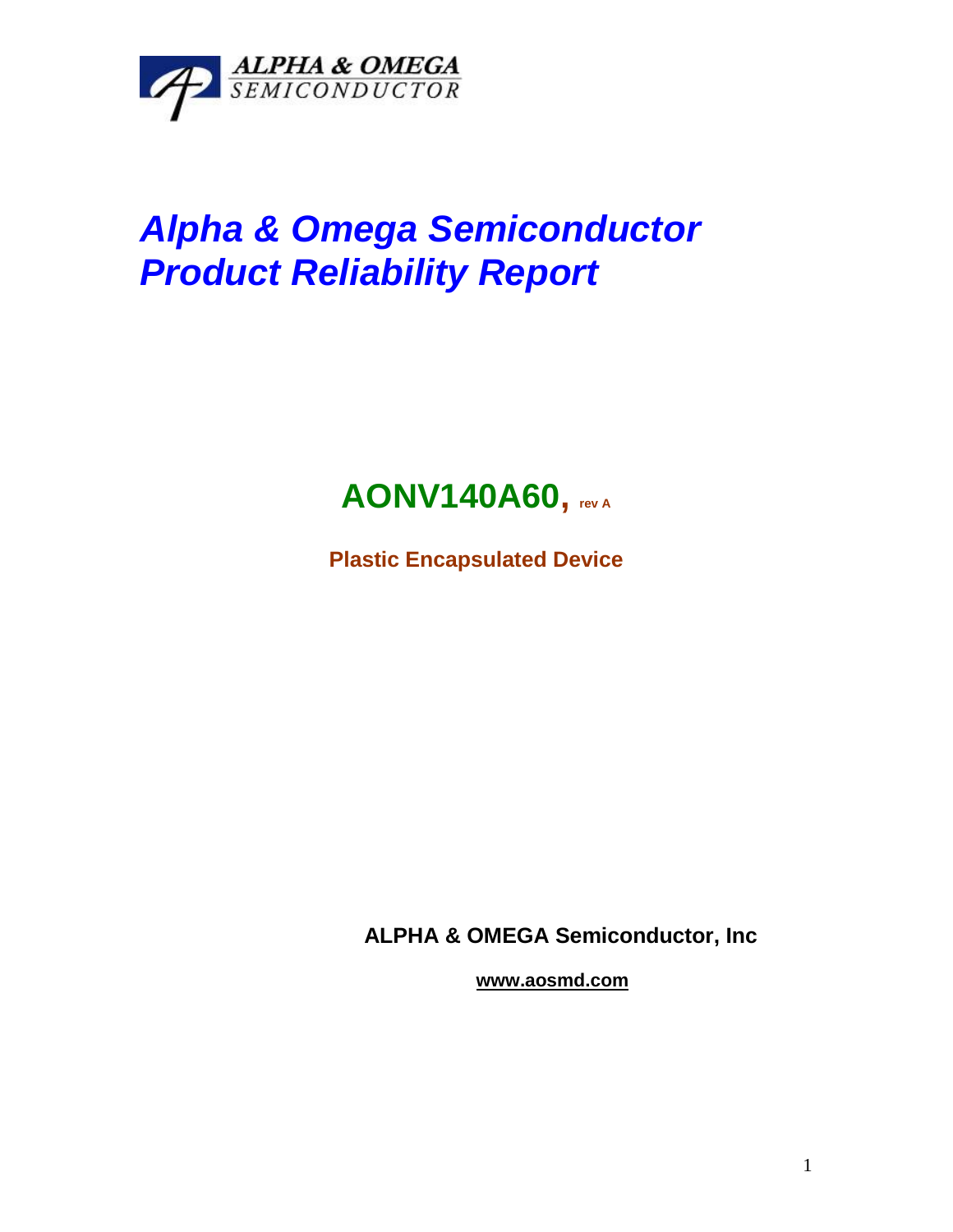ALPHA & OMEGA
SEMICONDUCTOR

# *Alpha & Omega Semiconductor Product Reliability Report*

## AONV140A60, rev A

**Plastic Encapsulated Device**

**ALPHA & OMEGA Semiconductor, Inc**

**www.aosmd.com**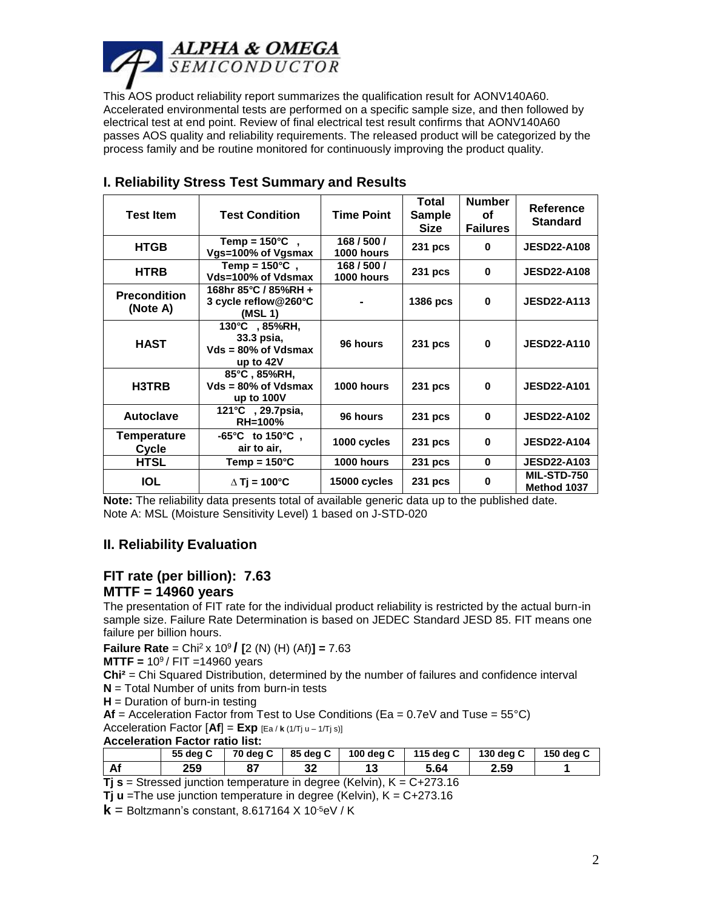This AOS product reliability report summarizes the qualification result for AONV140A60. Accelerated environmental tests are performed on a specific sample size, and then followed by electrical test at end point. Review of final electrical test result confirms that AONV140A60 passes AOS quality and reliability requirements. The released product will be categorized by the process family and be routine monitored for continuously improving the product quality.

## I. Reliability Stress Test Summary and Results

| Test Item | Test Condition | Time Point | Total Sample Size | Number of Failures | Reference Standard |
|---|---|---|---|---|---|
| **HTGB** | **Temp = 150°C , Vgs=100% of Vgsmax** | **168 / 500 / 1000 hours** | **231 pcs** | **0** | **JESD22-A108** |
| **HTRB** | **Temp = 150°C , Vds=100% of Vdsmax** | **168 / 500 / 1000 hours** | **231 pcs** | **0** | **JESD22-A108** |
| **Precondition (Note A)** | **168hr 85°C / 85%RH + 3 cycle reflow@260°C (MSL 1)** | **-** | **1386 pcs** | **0** | **JESD22-A113** |
| **HAST** | **130°C , 85%RH, 33.3 psia, Vds = 80% of Vdsmax up to 42V** | **96 hours** | **231 pcs** | **0** | **JESD22-A110** |
| **H3TRB** | **85°C , 85%RH, Vds = 80% of Vdsmax up to 100V** | **1000 hours** | **231 pcs** | **0** | **JESD22-A101** |
| **Autoclave** | **121°C , 29.7psia, RH=100%** | **96 hours** | **231 pcs** | **0** | **JESD22-A102** |
| **Temperature Cycle** | **-65°C to 150°C , air to air,** | **1000 cycles** | **231 pcs** | **0** | **JESD22-A104** |
| **HTSL** | **Temp = 150°C** | **1000 hours** | **231 pcs** | **0** | **JESD22-A103** |
| **IOL** | **$\Delta$ Tj = 100°C** | **15000 cycles** | **231 pcs** | **0** | **MIL-STD-750 Method 1037** |

**Note:** The reliability data presents total of available generic data up to the published date.
Note A: MSL (Moisture Sensitivity Level) 1 based on J-STD-020

## II. Reliability Evaluation

### FIT rate (per billion): 7.63
### MTTF = 14960 years

The presentation of FIT rate for the individual product reliability is restricted by the actual burn-in sample size. Failure Rate Determination is based on JEDEC Standard JESD 85. FIT means one failure per billion hours.

**Failure Rate** = $Chi^2 \times 10^9$ **/ [**2 (N) (H) (Af)**] =** 7.63

**MTTF =** $10^9$ / FIT =14960 years

**Chi²** = Chi Squared Distribution, determined by the number of failures and confidence interval

**N** = Total Number of units from burn-in tests

**H** = Duration of burn-in testing

**Af** = Acceleration Factor from Test to Use Conditions (Ea = 0.7eV and Tuse = 55°C)

Acceleration Factor [**Af**] = **Exp** [Ea / **k** (1/Tj u – 1/Tj s)]

**Acceleration Factor ratio list:**

| | 55 deg C | 70 deg C | 85 deg C | 100 deg C | 115 deg C | 130 deg C | 150 deg C |
|---|---|---|---|---|---|---|---|
| **Af** | **259** | **87** | **32** | **13** | **5.64** | **2.59** | **1** |

**Tj s** = Stressed junction temperature in degree (Kelvin), K = C+273.16

**Tj u** =The use junction temperature in degree (Kelvin), K = C+273.16

**k** = Boltzmann's constant, 8.617164 X $10^{-5}$eV / K